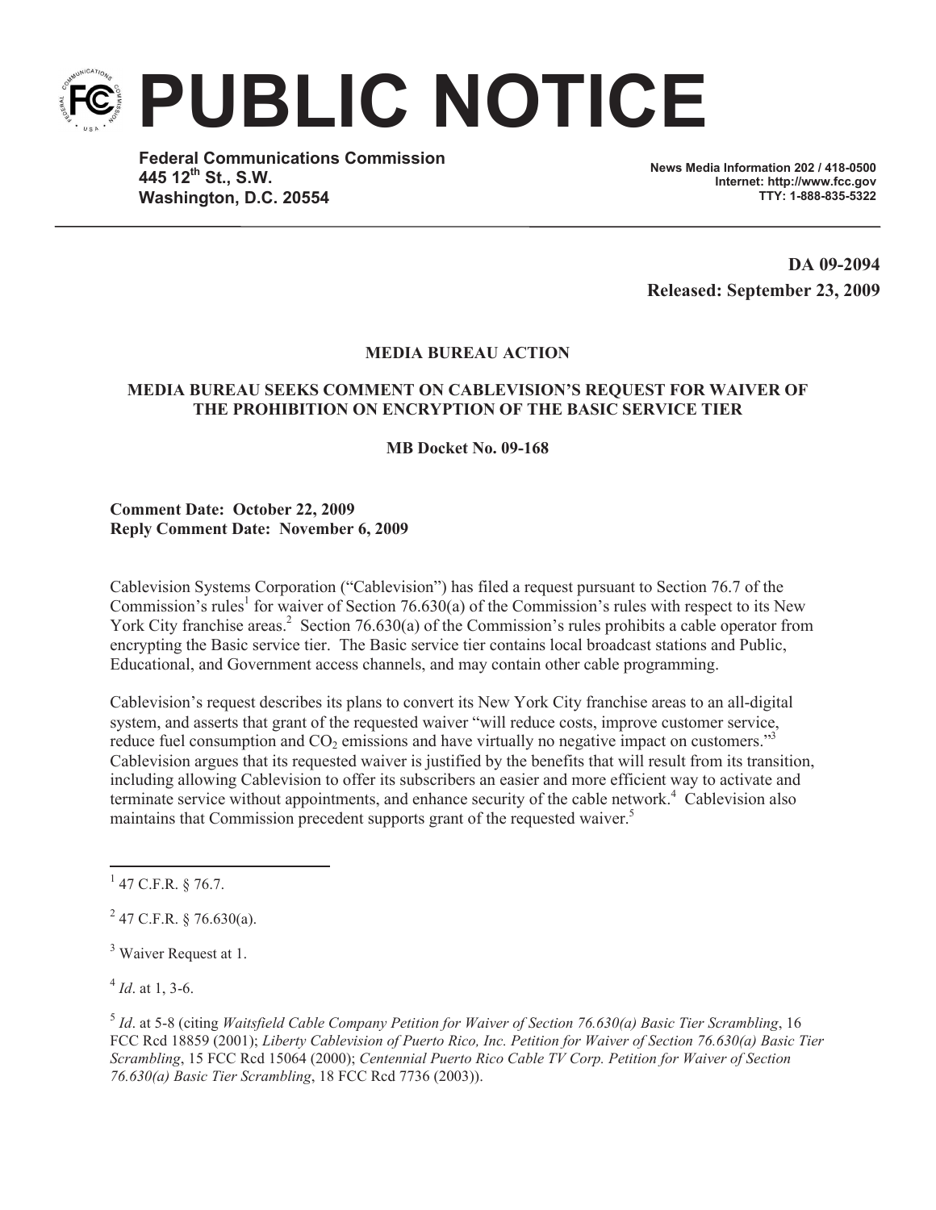# PUBLIC NOTICE

**Federal Communications Commission**
**445 12th St., S.W.**
**Washington, D.C. 20554**

**News Media Information 202 / 418-0500**
**Internet: http://www.fcc.gov**
**TTY: 1-888-835-5322**

**DA 09-2094**
**Released: September 23, 2009**

**MEDIA BUREAU ACTION**

**MEDIA BUREAU SEEKS COMMENT ON CABLEVISION'S REQUEST FOR WAIVER OF THE PROHIBITION ON ENCRYPTION OF THE BASIC SERVICE TIER**

**MB Docket No. 09-168**

**Comment Date: October 22, 2009**
**Reply Comment Date: November 6, 2009**

Cablevision Systems Corporation ("Cablevision") has filed a request pursuant to Section 76.7 of the Commission's rules[1] for waiver of Section 76.630(a) of the Commission's rules with respect to its New York City franchise areas.[2] Section 76.630(a) of the Commission's rules prohibits a cable operator from encrypting the Basic service tier. The Basic service tier contains local broadcast stations and Public, Educational, and Government access channels, and may contain other cable programming.

Cablevision's request describes its plans to convert its New York City franchise areas to an all-digital system, and asserts that grant of the requested waiver "will reduce costs, improve customer service, reduce fuel consumption and $CO_2$ emissions and have virtually no negative impact on customers."[3] Cablevision argues that its requested waiver is justified by the benefits that will result from its transition, including allowing Cablevision to offer its subscribers an easier and more efficient way to activate and terminate service without appointments, and enhance security of the cable network.[4] Cablevision also maintains that Commission precedent supports grant of the requested waiver.[5]

---

[1] 47 C.F.R. § 76.7.

[2] 47 C.F.R. § 76.630(a).

[3] Waiver Request at 1.

[4] *Id*. at 1, 3-6.

[5] *Id*. at 5-8 (citing *Waitsfield Cable Company Petition for Waiver of Section 76.630(a) Basic Tier Scrambling*, 16 FCC Rcd 18859 (2001); *Liberty Cablevision of Puerto Rico, Inc. Petition for Waiver of Section 76.630(a) Basic Tier Scrambling*, 15 FCC Rcd 15064 (2000); *Centennial Puerto Rico Cable TV Corp. Petition for Waiver of Section 76.630(a) Basic Tier Scrambling*, 18 FCC Rcd 7736 (2003)).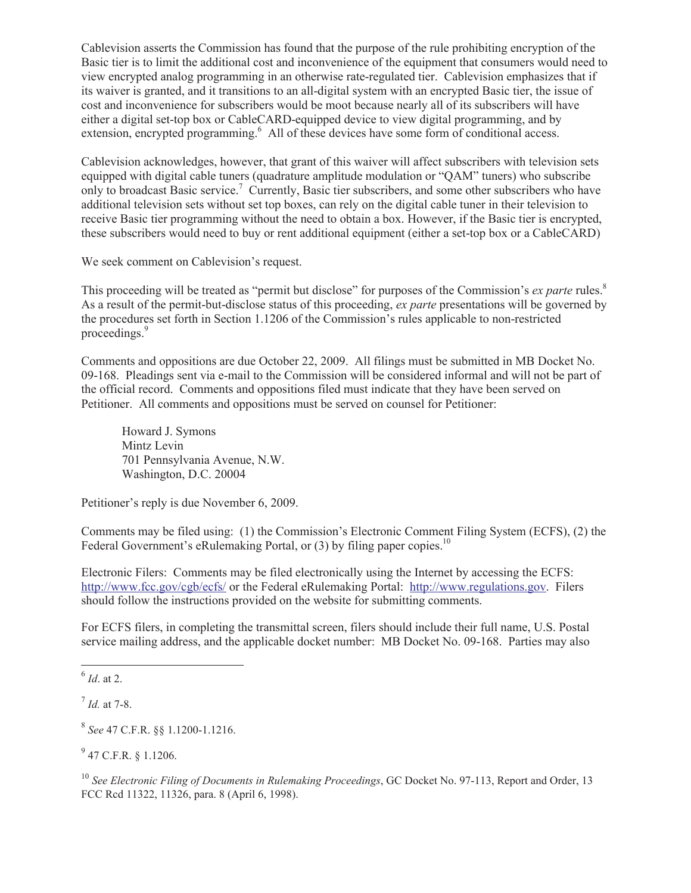Cablevision asserts the Commission has found that the purpose of the rule prohibiting encryption of the Basic tier is to limit the additional cost and inconvenience of the equipment that consumers would need to view encrypted analog programming in an otherwise rate-regulated tier. Cablevision emphasizes that if its waiver is granted, and it transitions to an all-digital system with an encrypted Basic tier, the issue of cost and inconvenience for subscribers would be moot because nearly all of its subscribers will have either a digital set-top box or CableCARD-equipped device to view digital programming, and by extension, encrypted programming.[6] All of these devices have some form of conditional access.

Cablevision acknowledges, however, that grant of this waiver will affect subscribers with television sets equipped with digital cable tuners (quadrature amplitude modulation or "QAM" tuners) who subscribe only to broadcast Basic service.[7] Currently, Basic tier subscribers, and some other subscribers who have additional television sets without set top boxes, can rely on the digital cable tuner in their television to receive Basic tier programming without the need to obtain a box. However, if the Basic tier is encrypted, these subscribers would need to buy or rent additional equipment (either a set-top box or a CableCARD)

We seek comment on Cablevision's request.

This proceeding will be treated as "permit but disclose" for purposes of the Commission's *ex parte* rules.[8] As a result of the permit-but-disclose status of this proceeding, *ex parte* presentations will be governed by the procedures set forth in Section 1.1206 of the Commission's rules applicable to non-restricted proceedings.[9]

Comments and oppositions are due October 22, 2009. All filings must be submitted in MB Docket No. 09-168. Pleadings sent via e-mail to the Commission will be considered informal and will not be part of the official record. Comments and oppositions filed must indicate that they have been served on Petitioner. All comments and oppositions must be served on counsel for Petitioner:

Howard J. Symons
Mintz Levin
701 Pennsylvania Avenue, N.W.
Washington, D.C. 20004

Petitioner's reply is due November 6, 2009.

Comments may be filed using: (1) the Commission's Electronic Comment Filing System (ECFS), (2) the Federal Government's eRulemaking Portal, or (3) by filing paper copies.[10]

Electronic Filers: Comments may be filed electronically using the Internet by accessing the ECFS: http://www.fcc.gov/cgb/ecfs/ or the Federal eRulemaking Portal: http://www.regulations.gov. Filers should follow the instructions provided on the website for submitting comments.

For ECFS filers, in completing the transmittal screen, filers should include their full name, U.S. Postal service mailing address, and the applicable docket number: MB Docket No. 09-168. Parties may also

---

[6] *Id*. at 2.

[7] *Id.* at 7-8.

[8] *See* 47 C.F.R. §§ 1.1200-1.1216.

[9] 47 C.F.R. § 1.1206.

[10] *See Electronic Filing of Documents in Rulemaking Proceedings*, GC Docket No. 97-113, Report and Order, 13 FCC Rcd 11322, 11326, para. 8 (April 6, 1998).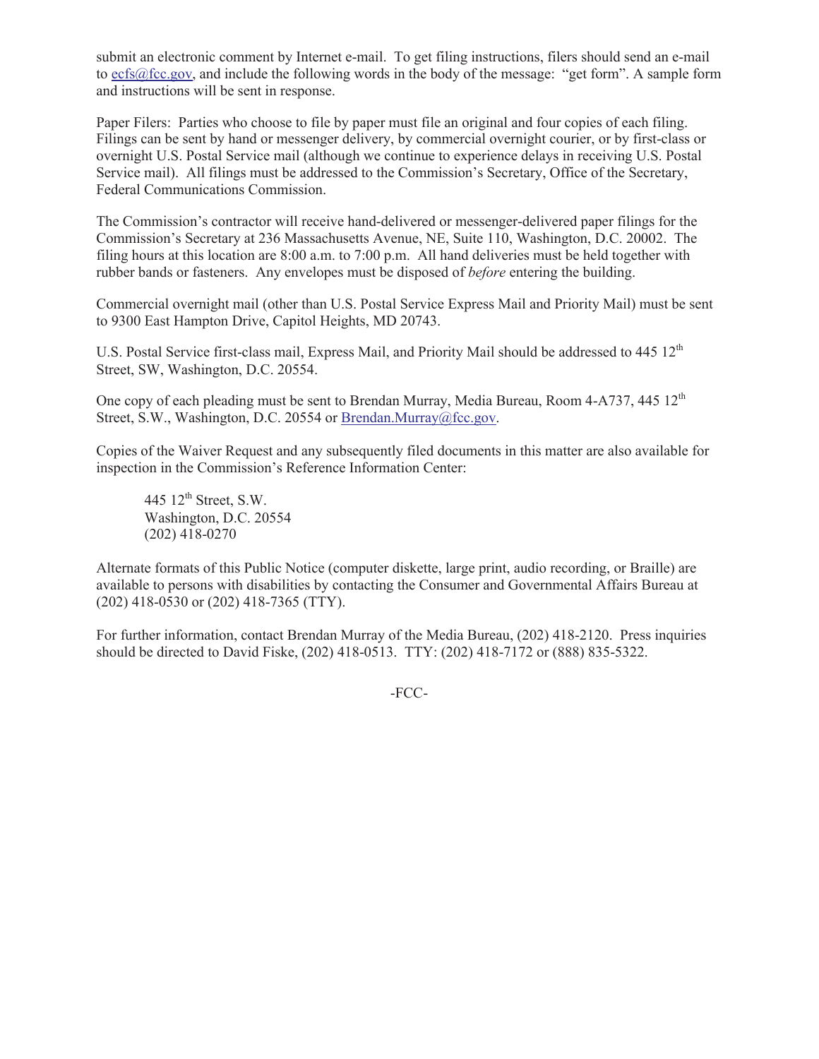submit an electronic comment by Internet e-mail. To get filing instructions, filers should send an e-mail to ecfs@fcc.gov, and include the following words in the body of the message: "get form". A sample form and instructions will be sent in response.

Paper Filers: Parties who choose to file by paper must file an original and four copies of each filing. Filings can be sent by hand or messenger delivery, by commercial overnight courier, or by first-class or overnight U.S. Postal Service mail (although we continue to experience delays in receiving U.S. Postal Service mail). All filings must be addressed to the Commission's Secretary, Office of the Secretary, Federal Communications Commission.

The Commission's contractor will receive hand-delivered or messenger-delivered paper filings for the Commission's Secretary at 236 Massachusetts Avenue, NE, Suite 110, Washington, D.C. 20002. The filing hours at this location are 8:00 a.m. to 7:00 p.m. All hand deliveries must be held together with rubber bands or fasteners. Any envelopes must be disposed of *before* entering the building.

Commercial overnight mail (other than U.S. Postal Service Express Mail and Priority Mail) must be sent to 9300 East Hampton Drive, Capitol Heights, MD 20743.

U.S. Postal Service first-class mail, Express Mail, and Priority Mail should be addressed to 445 12th Street, SW, Washington, D.C. 20554.

One copy of each pleading must be sent to Brendan Murray, Media Bureau, Room 4-A737, 445 12th Street, S.W., Washington, D.C. 20554 or Brendan.Murray@fcc.gov.

Copies of the Waiver Request and any subsequently filed documents in this matter are also available for inspection in the Commission's Reference Information Center:

> 445 12th Street, S.W.
> Washington, D.C. 20554
> (202) 418-0270

Alternate formats of this Public Notice (computer diskette, large print, audio recording, or Braille) are available to persons with disabilities by contacting the Consumer and Governmental Affairs Bureau at (202) 418-0530 or (202) 418-7365 (TTY).

For further information, contact Brendan Murray of the Media Bureau, (202) 418-2120. Press inquiries should be directed to David Fiske, (202) 418-0513. TTY: (202) 418-7172 or (888) 835-5322.

-FCC-